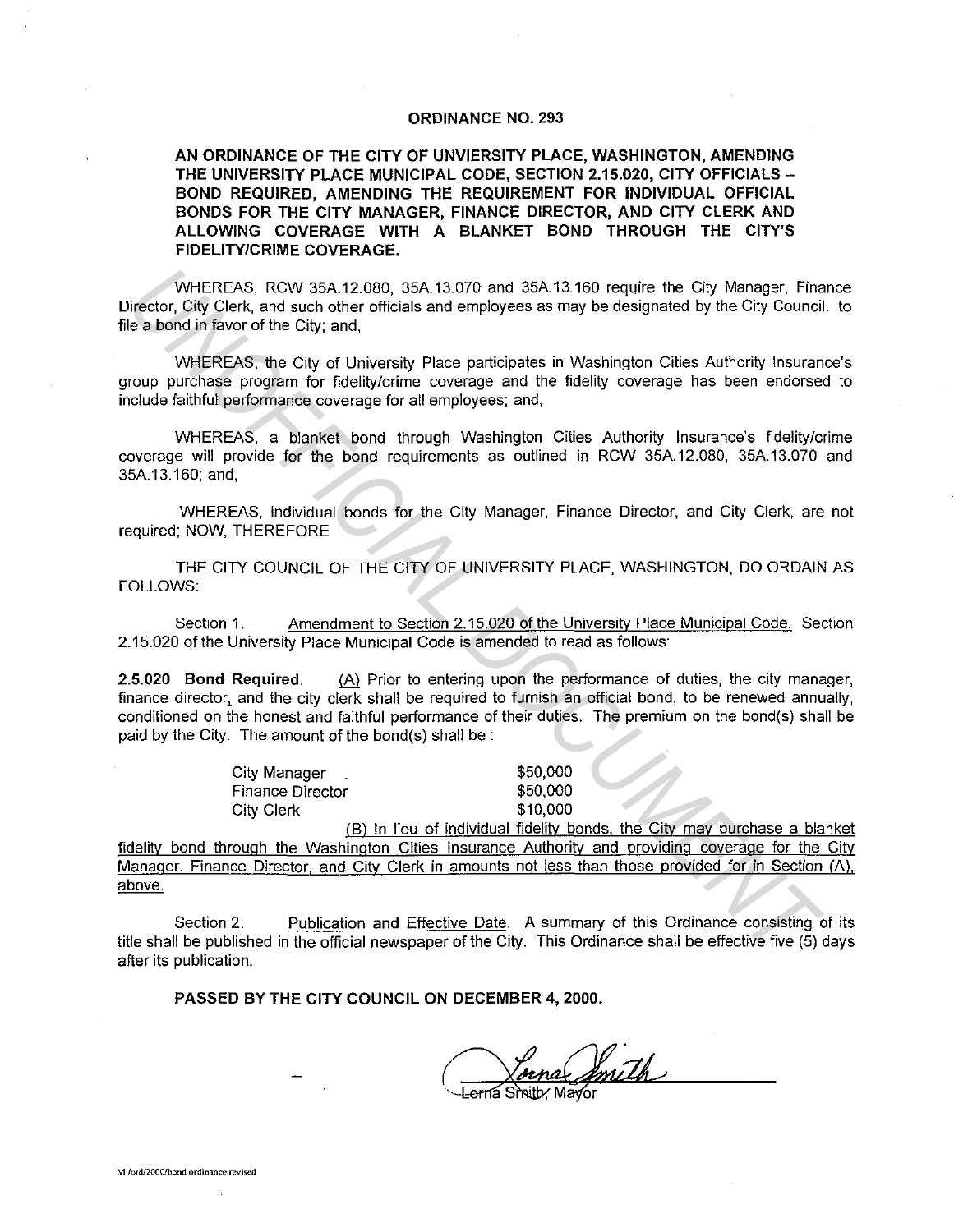# ORDINANCE NO. 293

**AN ORDINANCE OF THE CITY OF UNVIERSITY PLACE, WASHINGTON, AMENDING THE UNIVERSITY PLACE MUNICIPAL CODE, SECTION 2.15.020, CITY OFFICIALS – BOND REQUIRED, AMENDING THE REQUIREMENT FOR INDIVIDUAL OFFICIAL BONDS FOR THE CITY MANAGER, FINANCE DIRECTOR, AND CITY CLERK AND ALLOWING COVERAGE WITH A BLANKET BOND THROUGH THE CITY'S FIDELITY/CRIME COVERAGE.**

WHEREAS, RCW 35A.12.080, 35A.13.070 and 35A.13.160 require the City Manager, Finance Director, City Clerk, and such other officials and employees as may be designated by the City Council, to file a bond in favor of the City; and,

WHEREAS, the City of University Place participates in Washington Cities Authority Insurance's group purchase program for fidelity/crime coverage and the fidelity coverage has been endorsed to include faithful performance coverage for all employees; and,

WHEREAS, a blanket bond through Washington Cities Authority Insurance's fidelity/crime coverage will provide for the bond requirements as outlined in RCW 35A.12.080, 35A.13.070 and 35A.13.160; and,

WHEREAS, individual bonds for the City Manager, Finance Director, and City Clerk, are not required; NOW, THEREFORE

THE CITY COUNCIL OF THE CITY OF UNIVERSITY PLACE, WASHINGTON, DO ORDAIN AS FOLLOWS:

Section 1. Amendment to Section 2.15.020 of the University Place Municipal Code. Section 2.15.020 of the University Place Municipal Code is amended to read as follows:

**2.5.020 Bond Required.** (A) Prior to entering upon the performance of duties, the city manager, finance director, and the city clerk shall be required to furnish an official bond, to be renewed annually, conditioned on the honest and faithful performance of their duties. The premium on the bond(s) shall be paid by the City. The amount of the bond(s) shall be :

| | |
|---|---|
| City Manager | $50,000 |
| Finance Director | $50,000 |
| City Clerk | $10,000 |

(B) In lieu of individual fidelity bonds, the City may purchase a blanket fidelity bond through the Washington Cities Insurance Authority and providing coverage for the City Manager, Finance Director, and City Clerk in amounts not less than those provided for in Section (A), above.

Section 2. Publication and Effective Date. A summary of this Ordinance consisting of its title shall be published in the official newspaper of the City. This Ordinance shall be effective five (5) days after its publication.

**PASSED BY THE CITY COUNCIL ON DECEMBER 4, 2000.**

Lorna Smith, Mayor

M:/ord/2000/bond ordinance revised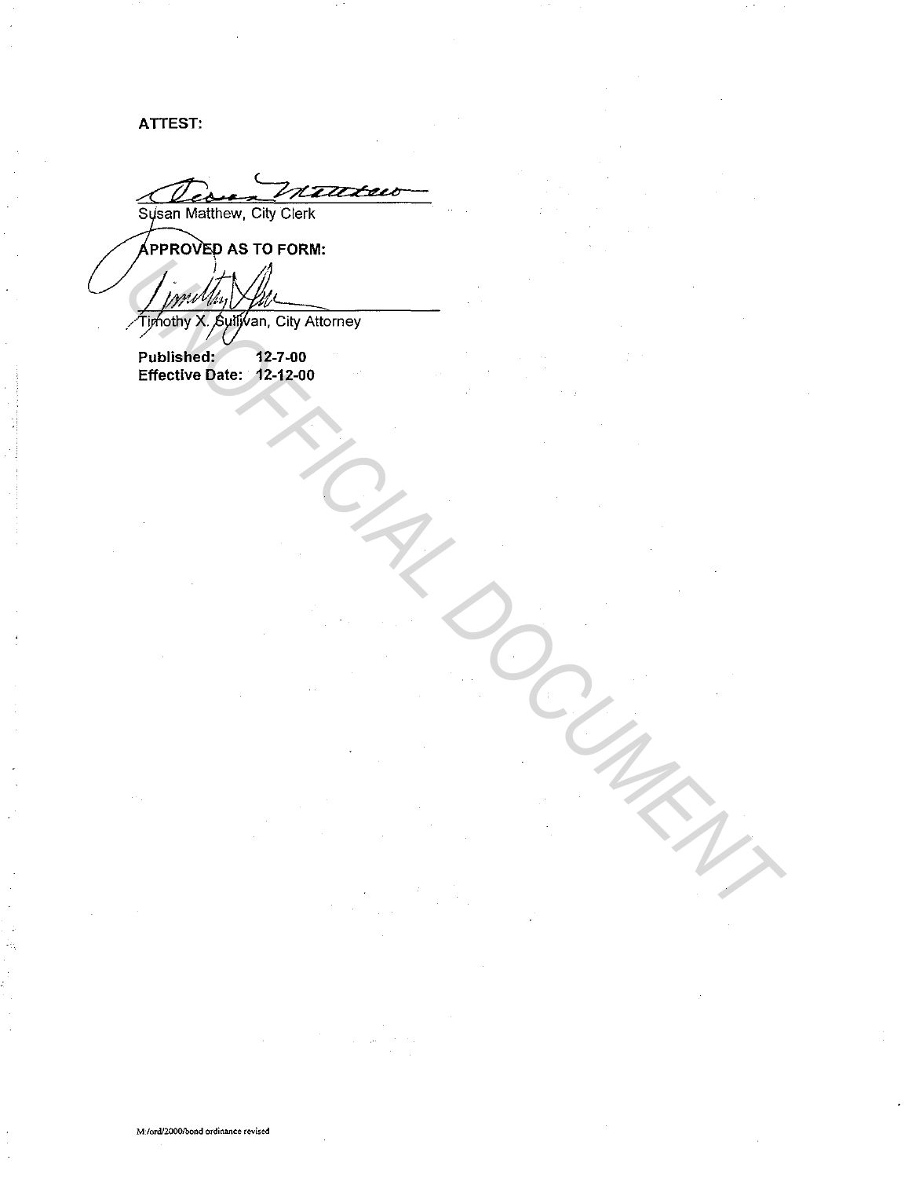**ATTEST:**

Susan Matthew, City Clerk

**APPROVED AS TO FORM:**

Timothy X. Sullivan, City Attorney

**Published:** 12-7-00
**Effective Date:** 12-12-00

UNOFFICIAL DOCUMENT

M:/ord/2000/bond ordinance revised